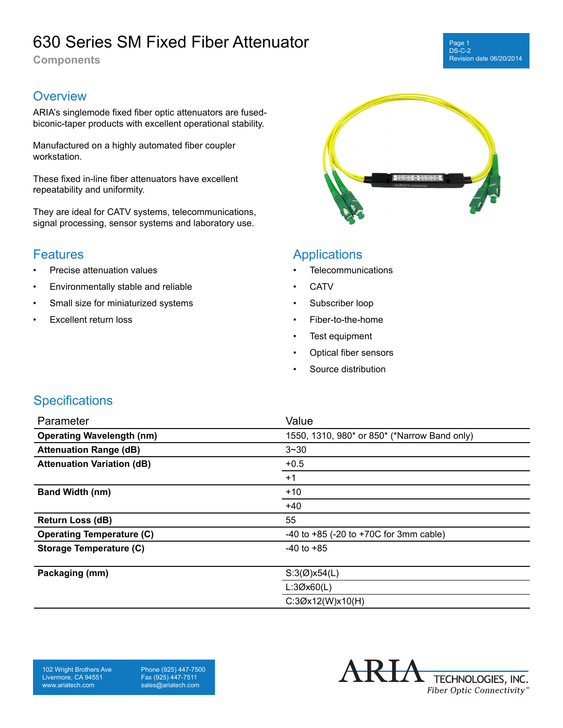# 630 Series SM Fixed Fiber Attenuator

**Components**

## Overview

ARIA's singlemode fixed fiber optic attenuators are fused-biconic-taper products with excellent operational stability.

Manufactured on a highly automated fiber coupler workstation.

These fixed in-line fiber attenuators have excellent repeatability and uniformity.

They are ideal for CATV systems, telecommunications, signal processing, sensor systems and laboratory use.

## Features

- Precise attenuation values
- Environmentally stable and reliable
- Small size for miniaturized systems
- Excellent return loss

## Applications

- Telecommunications
- CATV
- Subscriber loop
- Fiber-to-the-home
- Test equipment
- Optical fiber sensors
- Source distribution

## Specifications

| Parameter | Value |
|---|---|
| **Operating Wavelength (nm)** | 1550, 1310, 980* or 850* (*Narrow Band only) |
| **Attenuation Range (dB)** | 3~30 |
| **Attenuation Variation (dB)** | +0.5 |
| | +1 |
| **Band Width (nm)** | +10 |
| | +40 |
| **Return Loss (dB)** | 55 |
| **Operating Temperature (C)** | -40 to +85 (-20 to +70C for 3mm cable) |
| **Storage Temperature (C)** | -40 to +85 |
| **Packaging (mm)** | S:3(Ø)x54(L) |
| | L:3Øx60(L) |
| | C:3Øx12(W)x10(H) |

102 Wright Brothers Ave
Livermore, CA 94551
www.ariatech.com

Phone (925) 447-7500
Fax (925) 447-7511
sales@ariatech.com

ARIA TECHNOLOGIES, INC.
*Fiber Optic Connectivity*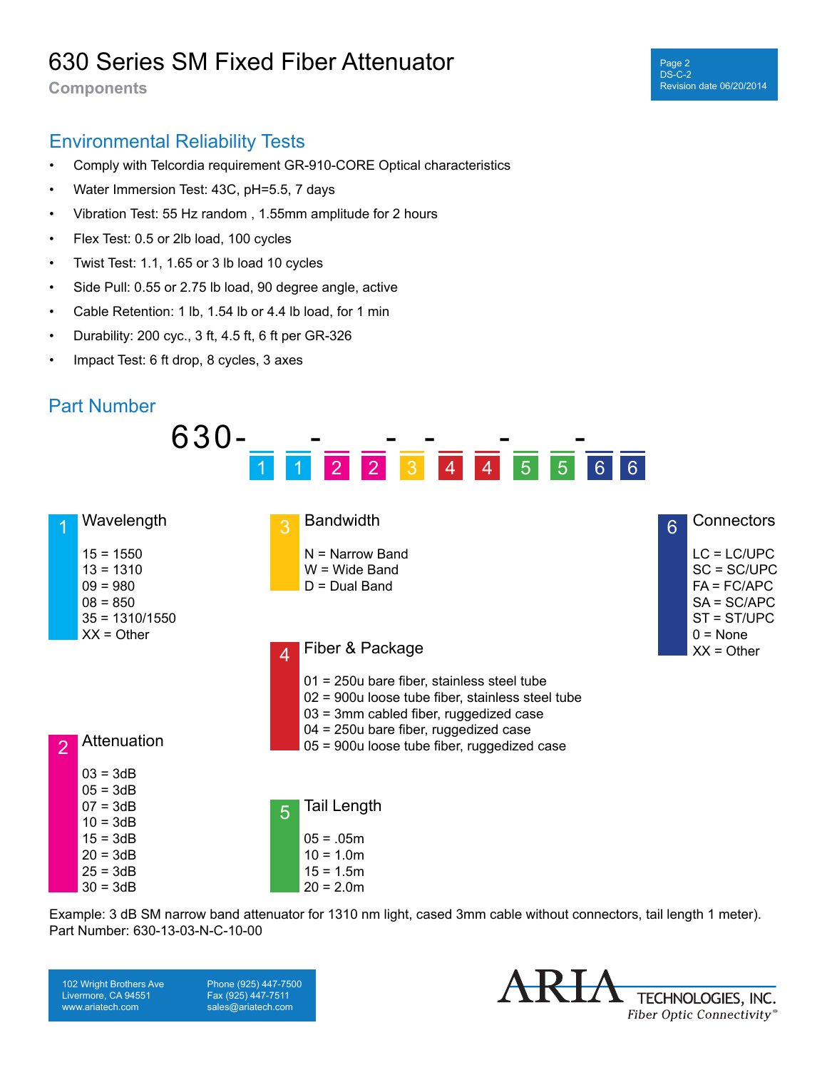# 630 Series SM Fixed Fiber Attenuator

**Components**

## Environmental Reliability Tests

- Comply with Telcordia requirement GR-910-CORE Optical characteristics
- Water Immersion Test: 43C, pH=5.5, 7 days
- Vibration Test: 55 Hz random , 1.55mm amplitude for 2 hours
- Flex Test: 0.5 or 2lb load, 100 cycles
- Twist Test: 1.1, 1.65 or 3 lb load 10 cycles
- Side Pull: 0.55 or 2.75 lb load, 90 degree angle, active
- Cable Retention: 1 lb, 1.54 lb or 4.4 lb load, for 1 min
- Durability: 200 cyc., 3 ft, 4.5 ft, 6 ft per GR-326
- Impact Test: 6 ft drop, 8 cycles, 3 axes

## Part Number

630-\_\_-\_\_-\_-\_\_-\_\_-\_\_

1 1 - 2 2 - 3 - 4 4 - 5 5 - 6 6

### 1 Wavelength

15 = 1550
13 = 1310
09 = 980
08 = 850
35 = 1310/1550
XX = Other

### 2 Attenuation

03 = 3dB
05 = 3dB
07 = 3dB
10 = 3dB
15 = 3dB
20 = 3dB
25 = 3dB
30 = 3dB

### 3 Bandwidth

N = Narrow Band
W = Wide Band
D = Dual Band

### 4 Fiber & Package

01 = 250u bare fiber, stainless steel tube
02 = 900u loose tube fiber, stainless steel tube
03 = 3mm cabled fiber, ruggedized case
04 = 250u bare fiber, ruggedized case
05 = 900u loose tube fiber, ruggedized case

### 5 Tail Length

05 = .05m
10 = 1.0m
15 = 1.5m
20 = 2.0m

### 6 Connectors

LC = LC/UPC
SC = SC/UPC
FA = FC/APC
SA = SC/APC
ST = ST/UPC
0 = None
XX = Other

Example: 3 dB SM narrow band attenuator for 1310 nm light, cased 3mm cable without connectors, tail length 1 meter).
Part Number: 630-13-03-N-C-10-00

102 Wright Brothers Ave
Livermore, CA 94551
www.ariatech.com

Phone (925) 447-7500
Fax (925) 447-7511
sales@ariatech.com

ARIA TECHNOLOGIES, INC.
*Fiber Optic Connectivity*